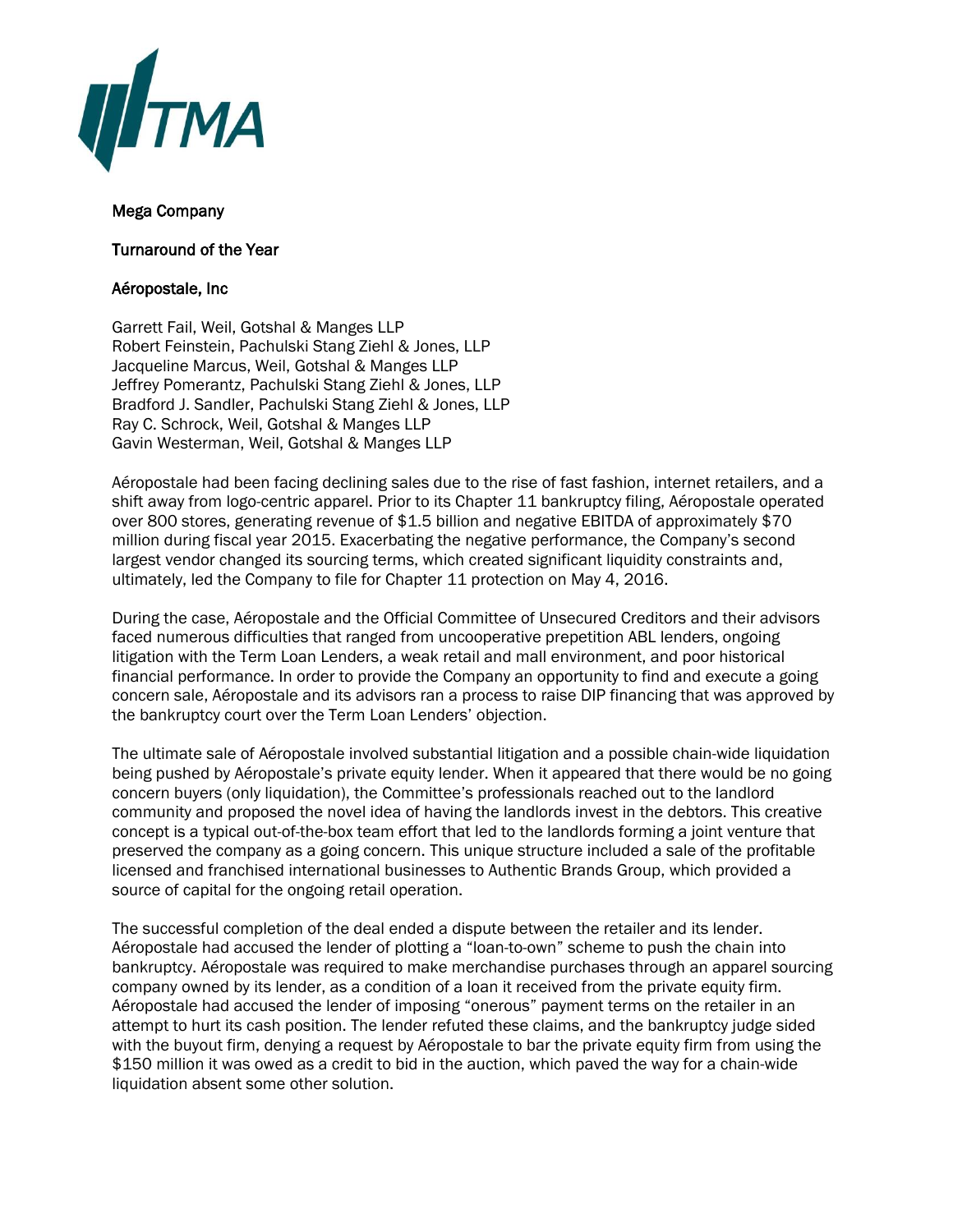TMA

**Mega Company**

**Turnaround of the Year**

**Aéropostale, Inc**

Garrett Fail, Weil, Gotshal & Manges LLP
Robert Feinstein, Pachulski Stang Ziehl & Jones, LLP
Jacqueline Marcus, Weil, Gotshal & Manges LLP
Jeffrey Pomerantz, Pachulski Stang Ziehl & Jones, LLP
Bradford J. Sandler, Pachulski Stang Ziehl & Jones, LLP
Ray C. Schrock, Weil, Gotshal & Manges LLP
Gavin Westerman, Weil, Gotshal & Manges LLP

Aéropostale had been facing declining sales due to the rise of fast fashion, internet retailers, and a shift away from logo-centric apparel. Prior to its Chapter 11 bankruptcy filing, Aéropostale operated over 800 stores, generating revenue of $1.5 billion and negative EBITDA of approximately $70 million during fiscal year 2015. Exacerbating the negative performance, the Company's second largest vendor changed its sourcing terms, which created significant liquidity constraints and, ultimately, led the Company to file for Chapter 11 protection on May 4, 2016.

During the case, Aéropostale and the Official Committee of Unsecured Creditors and their advisors faced numerous difficulties that ranged from uncooperative prepetition ABL lenders, ongoing litigation with the Term Loan Lenders, a weak retail and mall environment, and poor historical financial performance. In order to provide the Company an opportunity to find and execute a going concern sale, Aéropostale and its advisors ran a process to raise DIP financing that was approved by the bankruptcy court over the Term Loan Lenders' objection.

The ultimate sale of Aéropostale involved substantial litigation and a possible chain-wide liquidation being pushed by Aéropostale's private equity lender. When it appeared that there would be no going concern buyers (only liquidation), the Committee's professionals reached out to the landlord community and proposed the novel idea of having the landlords invest in the debtors. This creative concept is a typical out-of-the-box team effort that led to the landlords forming a joint venture that preserved the company as a going concern. This unique structure included a sale of the profitable licensed and franchised international businesses to Authentic Brands Group, which provided a source of capital for the ongoing retail operation.

The successful completion of the deal ended a dispute between the retailer and its lender. Aéropostale had accused the lender of plotting a "loan-to-own" scheme to push the chain into bankruptcy. Aéropostale was required to make merchandise purchases through an apparel sourcing company owned by its lender, as a condition of a loan it received from the private equity firm. Aéropostale had accused the lender of imposing "onerous" payment terms on the retailer in an attempt to hurt its cash position. The lender refuted these claims, and the bankruptcy judge sided with the buyout firm, denying a request by Aéropostale to bar the private equity firm from using the $150 million it was owed as a credit to bid in the auction, which paved the way for a chain-wide liquidation absent some other solution.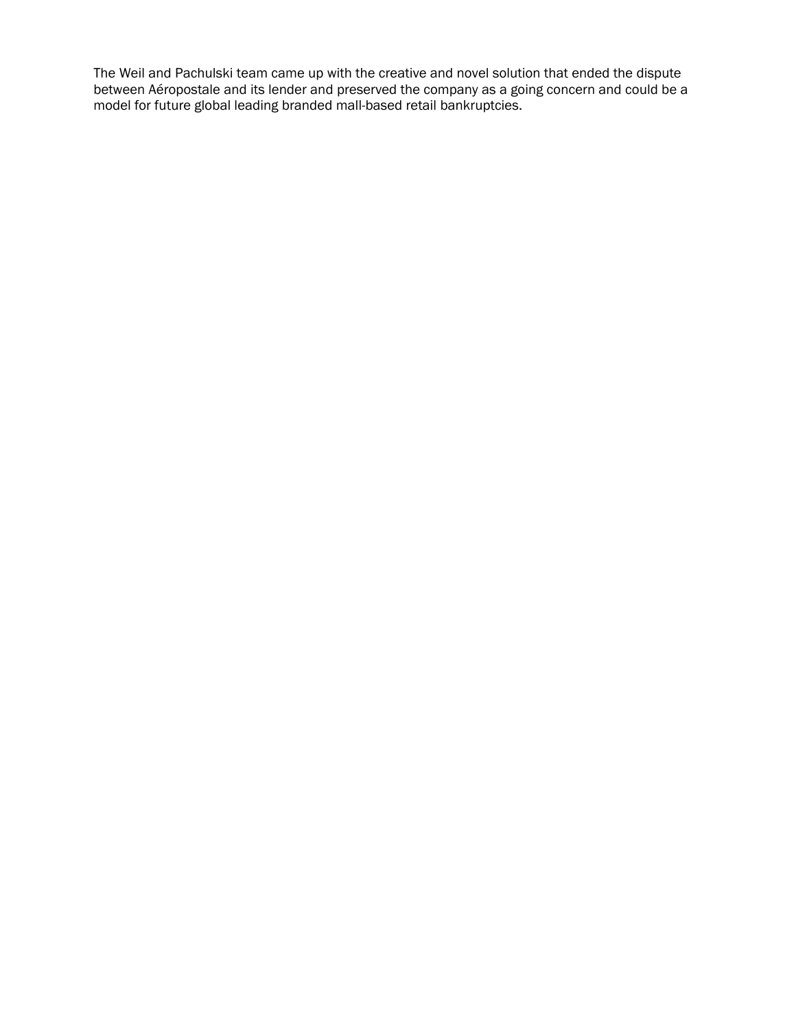The Weil and Pachulski team came up with the creative and novel solution that ended the dispute between Aéropostale and its lender and preserved the company as a going concern and could be a model for future global leading branded mall-based retail bankruptcies.